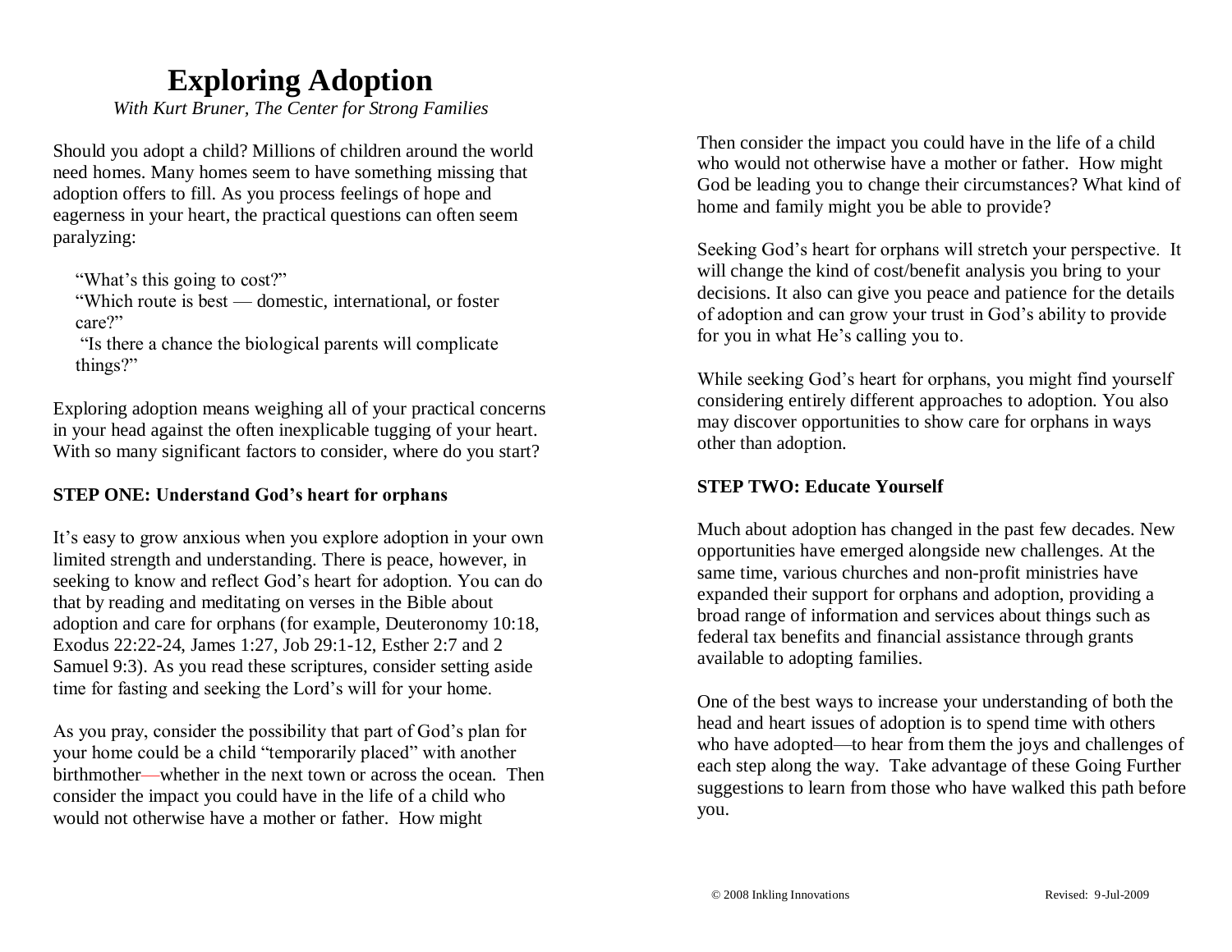# Exploring Adoption

*With Kurt Bruner, The Center for Strong Families*

Should you adopt a child? Millions of children around the world need homes. Many homes seem to have something missing that adoption offers to fill. As you process feelings of hope and eagerness in your heart, the practical questions can often seem paralyzing:

> "What's this going to cost?"
> "Which route is best — domestic, international, or foster care?"
> "Is there a chance the biological parents will complicate things?"

Exploring adoption means weighing all of your practical concerns in your head against the often inexplicable tugging of your heart. With so many significant factors to consider, where do you start?

**STEP ONE: Understand God's heart for orphans**

It's easy to grow anxious when you explore adoption in your own limited strength and understanding. There is peace, however, in seeking to know and reflect God's heart for adoption. You can do that by reading and meditating on verses in the Bible about adoption and care for orphans (for example, Deuteronomy 10:18, Exodus 22:22-24, James 1:27, Job 29:1-12, Esther 2:7 and 2 Samuel 9:3). As you read these scriptures, consider setting aside time for fasting and seeking the Lord's will for your home.

As you pray, consider the possibility that part of God's plan for your home could be a child "temporarily placed" with another birthmother—whether in the next town or across the ocean. Then consider the impact you could have in the life of a child who would not otherwise have a mother or father. How might

Then consider the impact you could have in the life of a child who would not otherwise have a mother or father. How might God be leading you to change their circumstances? What kind of home and family might you be able to provide?

Seeking God's heart for orphans will stretch your perspective. It will change the kind of cost/benefit analysis you bring to your decisions. It also can give you peace and patience for the details of adoption and can grow your trust in God's ability to provide for you in what He's calling you to.

While seeking God's heart for orphans, you might find yourself considering entirely different approaches to adoption. You also may discover opportunities to show care for orphans in ways other than adoption.

**STEP TWO: Educate Yourself**

Much about adoption has changed in the past few decades. New opportunities have emerged alongside new challenges. At the same time, various churches and non-profit ministries have expanded their support for orphans and adoption, providing a broad range of information and services about things such as federal tax benefits and financial assistance through grants available to adopting families.

One of the best ways to increase your understanding of both the head and heart issues of adoption is to spend time with others who have adopted—to hear from them the joys and challenges of each step along the way. Take advantage of these Going Further suggestions to learn from those who have walked this path before you.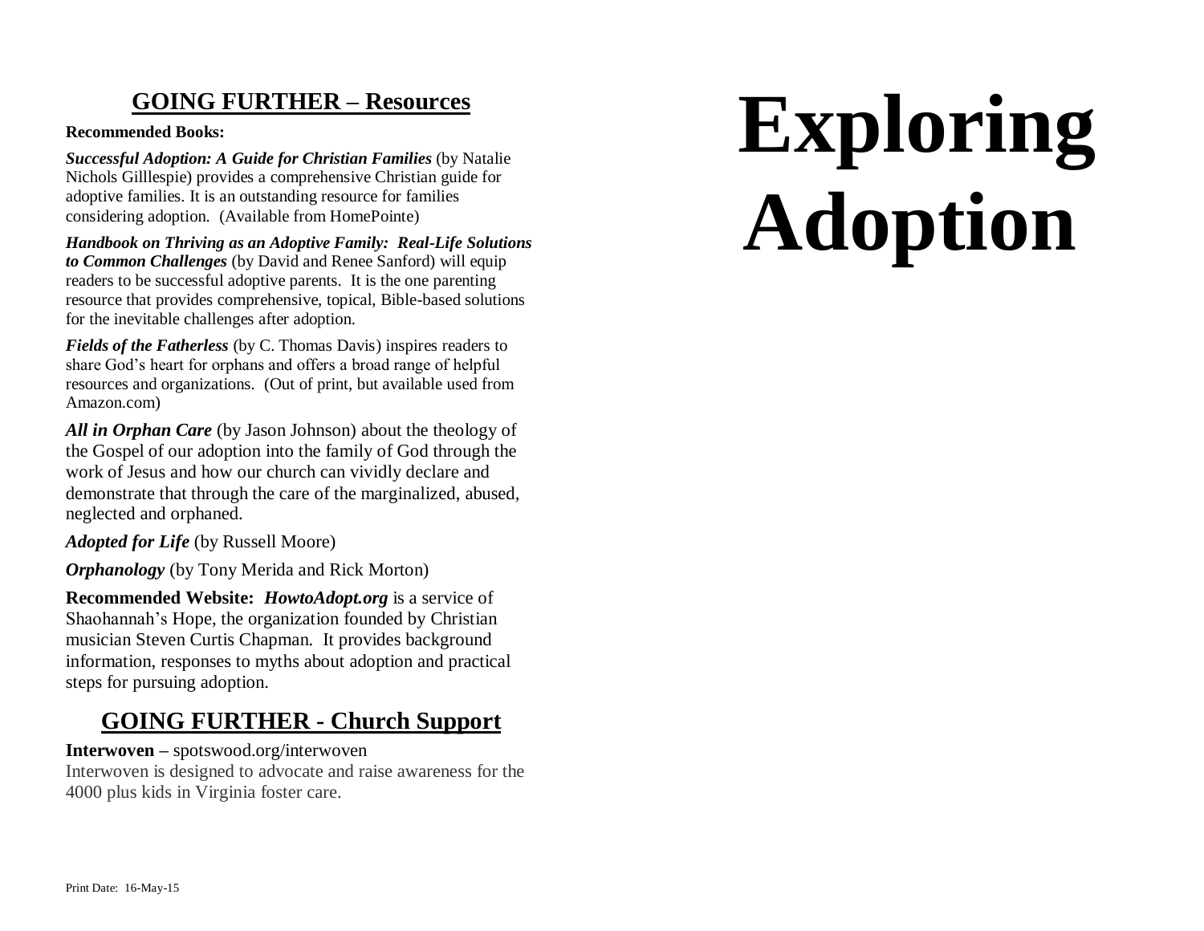## GOING FURTHER – Resources

**Recommended Books:**

***Successful Adoption: A Guide for Christian Families*** (by Natalie Nichols Gilllespie) provides a comprehensive Christian guide for adoptive families. It is an outstanding resource for families considering adoption. (Available from HomePointe)

***Handbook on Thriving as an Adoptive Family: Real-Life Solutions to Common Challenges*** (by David and Renee Sanford) will equip readers to be successful adoptive parents. It is the one parenting resource that provides comprehensive, topical, Bible-based solutions for the inevitable challenges after adoption.

***Fields of the Fatherless*** (by C. Thomas Davis) inspires readers to share God's heart for orphans and offers a broad range of helpful resources and organizations. (Out of print, but available used from Amazon.com)

***All in Orphan Care*** (by Jason Johnson) about the theology of the Gospel of our adoption into the family of God through the work of Jesus and how our church can vividly declare and demonstrate that through the care of the marginalized, abused, neglected and orphaned.

***Adopted for Life*** (by Russell Moore)

***Orphanology*** (by Tony Merida and Rick Morton)

**Recommended Website:** ***HowtoAdopt.org*** is a service of Shaohannah's Hope, the organization founded by Christian musician Steven Curtis Chapman. It provides background information, responses to myths about adoption and practical steps for pursuing adoption.

## GOING FURTHER - Church Support

**Interwoven** – spotswood.org/interwoven

Interwoven is designed to advocate and raise awareness for the 4000 plus kids in Virginia foster care.

Print Date: 16-May-15

# Exploring Adoption